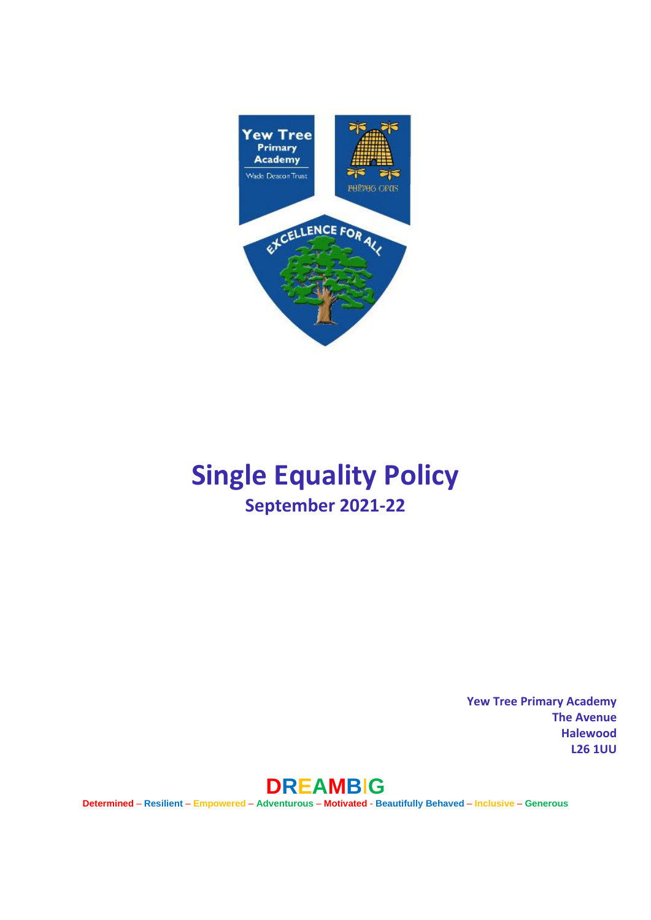# Single Equality Policy

## September 2021-22

Yew Tree Primary Academy
The Avenue
Halewood
L26 1UU

**DREAMBIG**

**Determined – Resilient – Empowered – Adventurous – Motivated - Beautifully Behaved – Inclusive – Generous**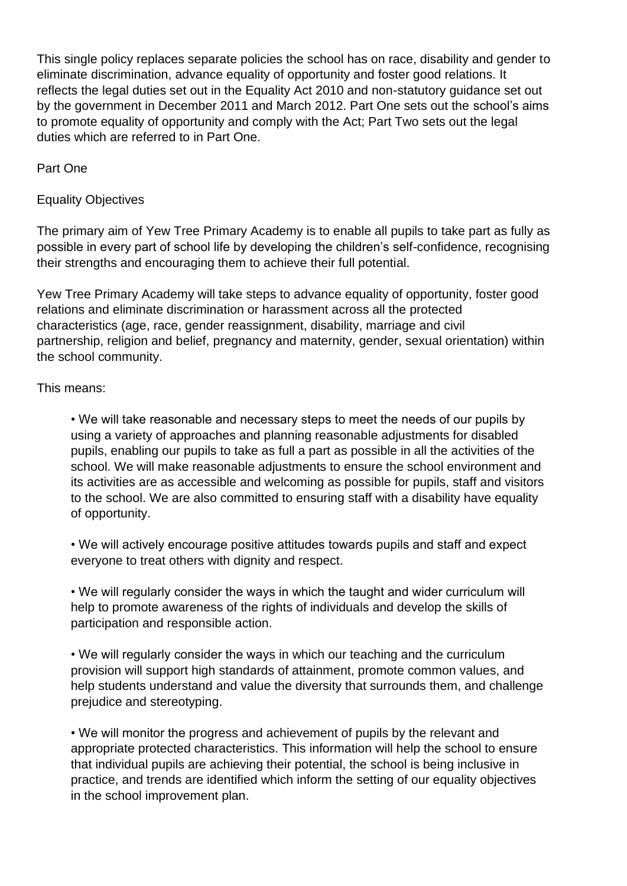This single policy replaces separate policies the school has on race, disability and gender to eliminate discrimination, advance equality of opportunity and foster good relations. It reflects the legal duties set out in the Equality Act 2010 and non-statutory guidance set out by the government in December 2011 and March 2012. Part One sets out the school's aims to promote equality of opportunity and comply with the Act; Part Two sets out the legal duties which are referred to in Part One.

## Part One

### Equality Objectives

The primary aim of Yew Tree Primary Academy is to enable all pupils to take part as fully as possible in every part of school life by developing the children's self-confidence, recognising their strengths and encouraging them to achieve their full potential.

Yew Tree Primary Academy will take steps to advance equality of opportunity, foster good relations and eliminate discrimination or harassment across all the protected characteristics (age, race, gender reassignment, disability, marriage and civil partnership, religion and belief, pregnancy and maternity, gender, sexual orientation) within the school community.

This means:

- We will take reasonable and necessary steps to meet the needs of our pupils by using a variety of approaches and planning reasonable adjustments for disabled pupils, enabling our pupils to take as full a part as possible in all the activities of the school. We will make reasonable adjustments to ensure the school environment and its activities are as accessible and welcoming as possible for pupils, staff and visitors to the school. We are also committed to ensuring staff with a disability have equality of opportunity.

- We will actively encourage positive attitudes towards pupils and staff and expect everyone to treat others with dignity and respect.

- We will regularly consider the ways in which the taught and wider curriculum will help to promote awareness of the rights of individuals and develop the skills of participation and responsible action.

- We will regularly consider the ways in which our teaching and the curriculum provision will support high standards of attainment, promote common values, and help students understand and value the diversity that surrounds them, and challenge prejudice and stereotyping.

- We will monitor the progress and achievement of pupils by the relevant and appropriate protected characteristics. This information will help the school to ensure that individual pupils are achieving their potential, the school is being inclusive in practice, and trends are identified which inform the setting of our equality objectives in the school improvement plan.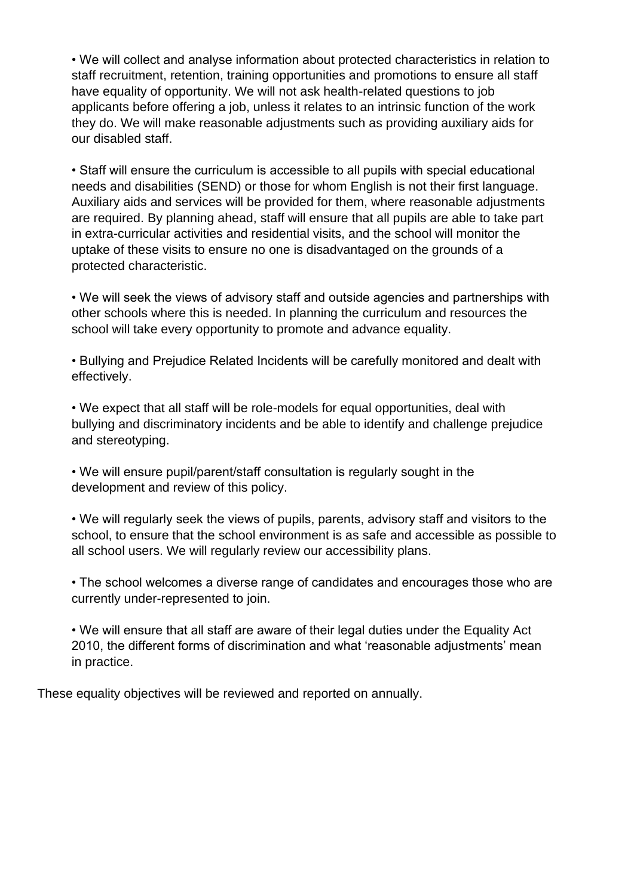- We will collect and analyse information about protected characteristics in relation to staff recruitment, retention, training opportunities and promotions to ensure all staff have equality of opportunity. We will not ask health-related questions to job applicants before offering a job, unless it relates to an intrinsic function of the work they do. We will make reasonable adjustments such as providing auxiliary aids for our disabled staff.

- Staff will ensure the curriculum is accessible to all pupils with special educational needs and disabilities (SEND) or those for whom English is not their first language. Auxiliary aids and services will be provided for them, where reasonable adjustments are required. By planning ahead, staff will ensure that all pupils are able to take part in extra-curricular activities and residential visits, and the school will monitor the uptake of these visits to ensure no one is disadvantaged on the grounds of a protected characteristic.

- We will seek the views of advisory staff and outside agencies and partnerships with other schools where this is needed. In planning the curriculum and resources the school will take every opportunity to promote and advance equality.

- Bullying and Prejudice Related Incidents will be carefully monitored and dealt with effectively.

- We expect that all staff will be role-models for equal opportunities, deal with bullying and discriminatory incidents and be able to identify and challenge prejudice and stereotyping.

- We will ensure pupil/parent/staff consultation is regularly sought in the development and review of this policy.

- We will regularly seek the views of pupils, parents, advisory staff and visitors to the school, to ensure that the school environment is as safe and accessible as possible to all school users. We will regularly review our accessibility plans.

- The school welcomes a diverse range of candidates and encourages those who are currently under-represented to join.

- We will ensure that all staff are aware of their legal duties under the Equality Act 2010, the different forms of discrimination and what 'reasonable adjustments' mean in practice.

These equality objectives will be reviewed and reported on annually.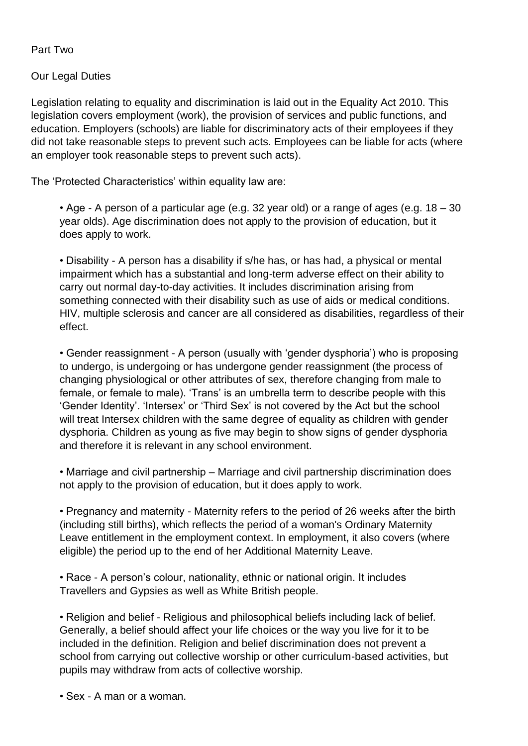## Part Two

### Our Legal Duties

Legislation relating to equality and discrimination is laid out in the Equality Act 2010. This legislation covers employment (work), the provision of services and public functions, and education. Employers (schools) are liable for discriminatory acts of their employees if they did not take reasonable steps to prevent such acts. Employees can be liable for acts (where an employer took reasonable steps to prevent such acts).

The 'Protected Characteristics' within equality law are:

- Age - A person of a particular age (e.g. 32 year old) or a range of ages (e.g. 18 – 30 year olds). Age discrimination does not apply to the provision of education, but it does apply to work.

- Disability - A person has a disability if s/he has, or has had, a physical or mental impairment which has a substantial and long-term adverse effect on their ability to carry out normal day-to-day activities. It includes discrimination arising from something connected with their disability such as use of aids or medical conditions. HIV, multiple sclerosis and cancer are all considered as disabilities, regardless of their effect.

- Gender reassignment - A person (usually with 'gender dysphoria') who is proposing to undergo, is undergoing or has undergone gender reassignment (the process of changing physiological or other attributes of sex, therefore changing from male to female, or female to male). 'Trans' is an umbrella term to describe people with this 'Gender Identity'. 'Intersex' or 'Third Sex' is not covered by the Act but the school will treat Intersex children with the same degree of equality as children with gender dysphoria. Children as young as five may begin to show signs of gender dysphoria and therefore it is relevant in any school environment.

- Marriage and civil partnership – Marriage and civil partnership discrimination does not apply to the provision of education, but it does apply to work.

- Pregnancy and maternity - Maternity refers to the period of 26 weeks after the birth (including still births), which reflects the period of a woman's Ordinary Maternity Leave entitlement in the employment context. In employment, it also covers (where eligible) the period up to the end of her Additional Maternity Leave.

- Race - A person's colour, nationality, ethnic or national origin. It includes Travellers and Gypsies as well as White British people.

- Religion and belief - Religious and philosophical beliefs including lack of belief. Generally, a belief should affect your life choices or the way you live for it to be included in the definition. Religion and belief discrimination does not prevent a school from carrying out collective worship or other curriculum-based activities, but pupils may withdraw from acts of collective worship.

- Sex - A man or a woman.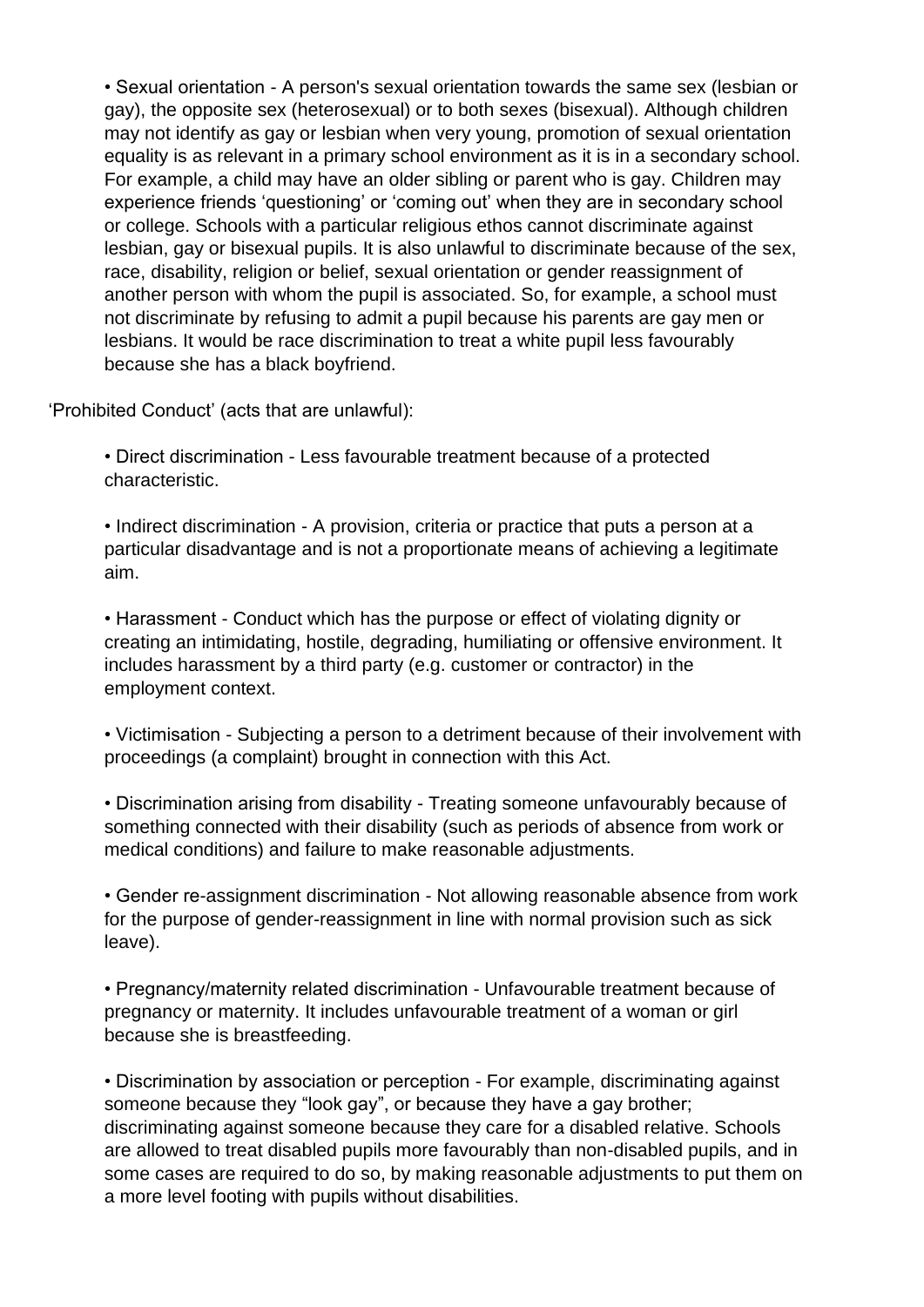- Sexual orientation - A person's sexual orientation towards the same sex (lesbian or gay), the opposite sex (heterosexual) or to both sexes (bisexual). Although children may not identify as gay or lesbian when very young, promotion of sexual orientation equality is as relevant in a primary school environment as it is in a secondary school. For example, a child may have an older sibling or parent who is gay. Children may experience friends 'questioning' or 'coming out' when they are in secondary school or college. Schools with a particular religious ethos cannot discriminate against lesbian, gay or bisexual pupils. It is also unlawful to discriminate because of the sex, race, disability, religion or belief, sexual orientation or gender reassignment of another person with whom the pupil is associated. So, for example, a school must not discriminate by refusing to admit a pupil because his parents are gay men or lesbians. It would be race discrimination to treat a white pupil less favourably because she has a black boyfriend.

'Prohibited Conduct' (acts that are unlawful):

- Direct discrimination - Less favourable treatment because of a protected characteristic.

- Indirect discrimination - A provision, criteria or practice that puts a person at a particular disadvantage and is not a proportionate means of achieving a legitimate aim.

- Harassment - Conduct which has the purpose or effect of violating dignity or creating an intimidating, hostile, degrading, humiliating or offensive environment. It includes harassment by a third party (e.g. customer or contractor) in the employment context.

- Victimisation - Subjecting a person to a detriment because of their involvement with proceedings (a complaint) brought in connection with this Act.

- Discrimination arising from disability - Treating someone unfavourably because of something connected with their disability (such as periods of absence from work or medical conditions) and failure to make reasonable adjustments.

- Gender re-assignment discrimination - Not allowing reasonable absence from work for the purpose of gender-reassignment in line with normal provision such as sick leave).

- Pregnancy/maternity related discrimination - Unfavourable treatment because of pregnancy or maternity. It includes unfavourable treatment of a woman or girl because she is breastfeeding.

- Discrimination by association or perception - For example, discriminating against someone because they "look gay", or because they have a gay brother; discriminating against someone because they care for a disabled relative. Schools are allowed to treat disabled pupils more favourably than non-disabled pupils, and in some cases are required to do so, by making reasonable adjustments to put them on a more level footing with pupils without disabilities.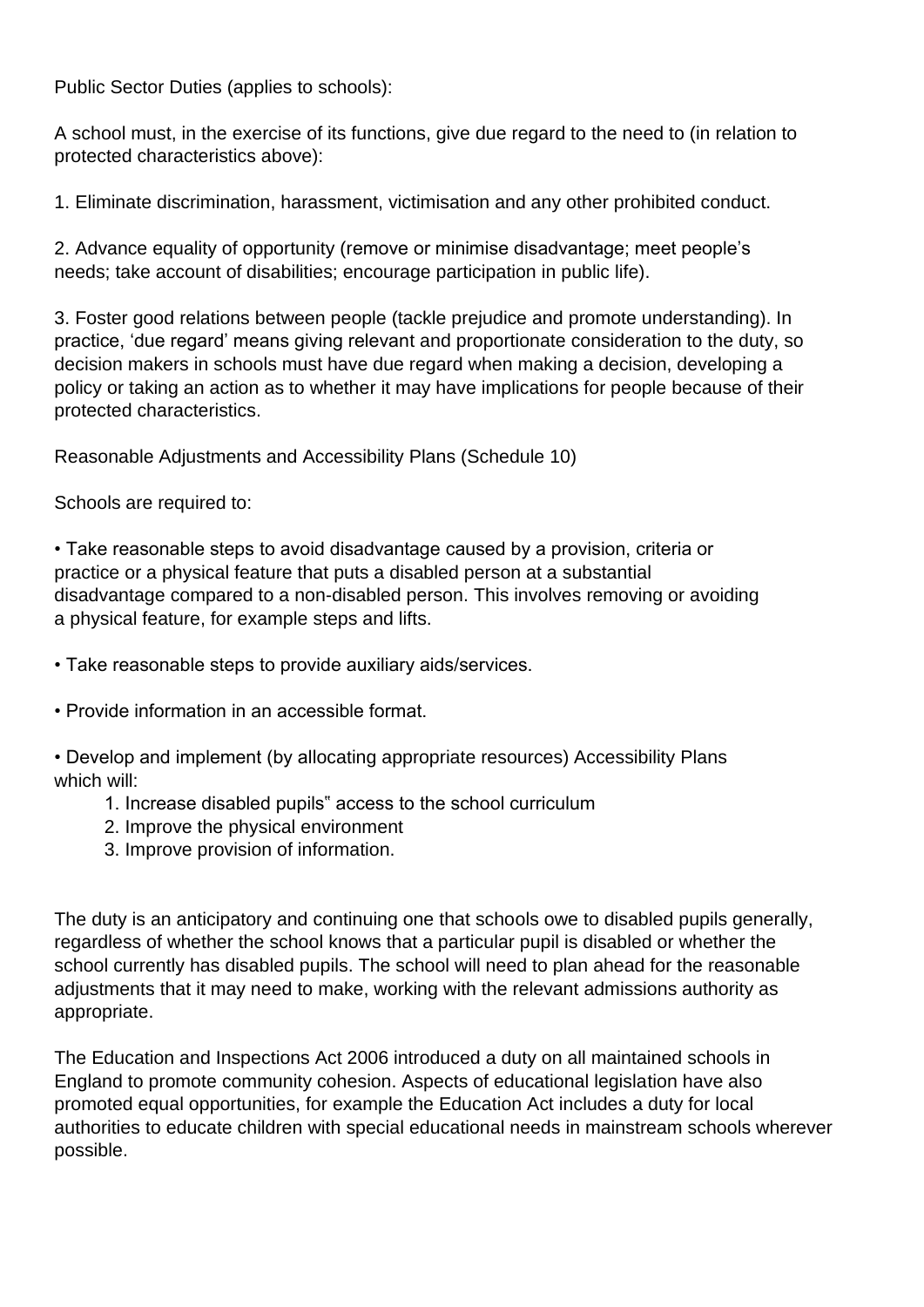Public Sector Duties (applies to schools):

A school must, in the exercise of its functions, give due regard to the need to (in relation to protected characteristics above):

1. Eliminate discrimination, harassment, victimisation and any other prohibited conduct.

2. Advance equality of opportunity (remove or minimise disadvantage; meet people's needs; take account of disabilities; encourage participation in public life).

3. Foster good relations between people (tackle prejudice and promote understanding). In practice, 'due regard' means giving relevant and proportionate consideration to the duty, so decision makers in schools must have due regard when making a decision, developing a policy or taking an action as to whether it may have implications for people because of their protected characteristics.

Reasonable Adjustments and Accessibility Plans (Schedule 10)

Schools are required to:

- Take reasonable steps to avoid disadvantage caused by a provision, criteria or practice or a physical feature that puts a disabled person at a substantial disadvantage compared to a non-disabled person. This involves removing or avoiding a physical feature, for example steps and lifts.

- Take reasonable steps to provide auxiliary aids/services.

- Provide information in an accessible format.

- Develop and implement (by allocating appropriate resources) Accessibility Plans which will:
    1. Increase disabled pupils" access to the school curriculum
    2. Improve the physical environment
    3. Improve provision of information.

The duty is an anticipatory and continuing one that schools owe to disabled pupils generally, regardless of whether the school knows that a particular pupil is disabled or whether the school currently has disabled pupils. The school will need to plan ahead for the reasonable adjustments that it may need to make, working with the relevant admissions authority as appropriate.

The Education and Inspections Act 2006 introduced a duty on all maintained schools in England to promote community cohesion. Aspects of educational legislation have also promoted equal opportunities, for example the Education Act includes a duty for local authorities to educate children with special educational needs in mainstream schools wherever possible.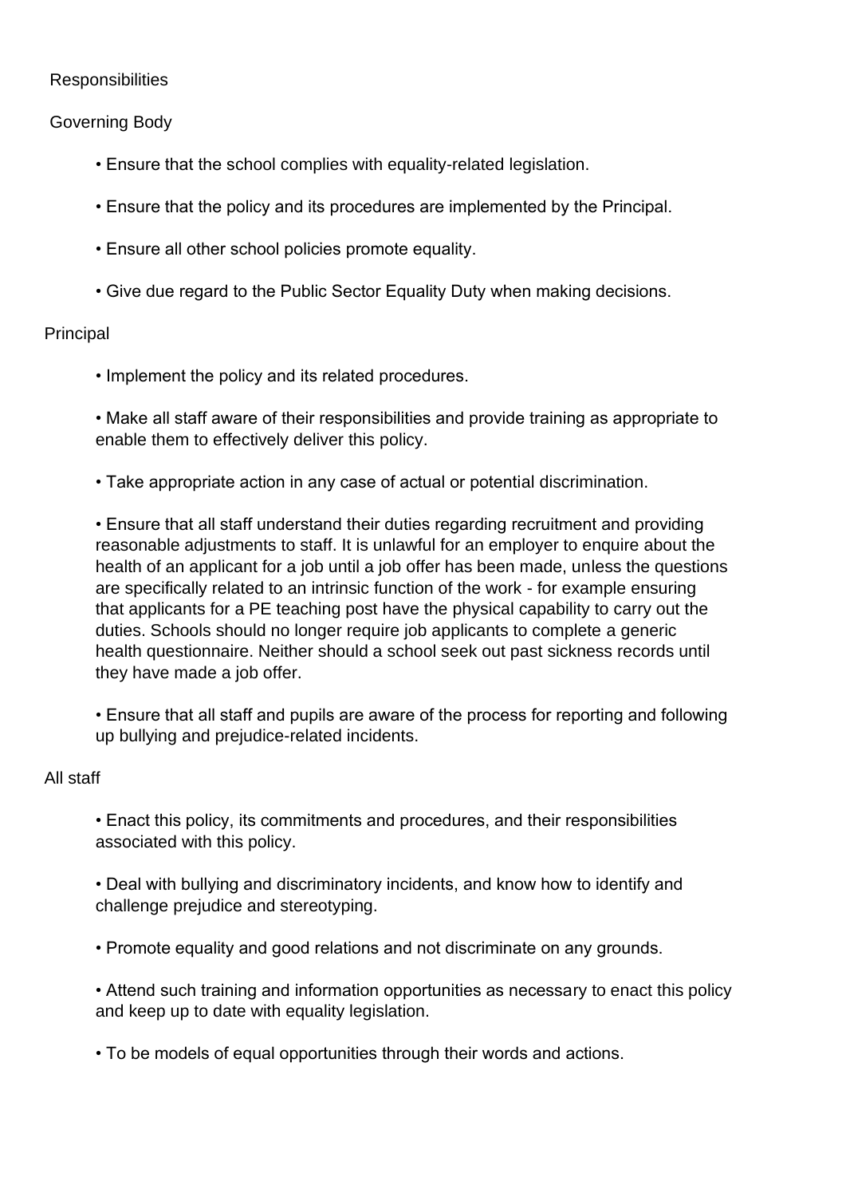## Responsibilities

### Governing Body

- Ensure that the school complies with equality-related legislation.
- Ensure that the policy and its procedures are implemented by the Principal.
- Ensure all other school policies promote equality.
- Give due regard to the Public Sector Equality Duty when making decisions.

### Principal

- Implement the policy and its related procedures.
- Make all staff aware of their responsibilities and provide training as appropriate to enable them to effectively deliver this policy.
- Take appropriate action in any case of actual or potential discrimination.
- Ensure that all staff understand their duties regarding recruitment and providing reasonable adjustments to staff. It is unlawful for an employer to enquire about the health of an applicant for a job until a job offer has been made, unless the questions are specifically related to an intrinsic function of the work - for example ensuring that applicants for a PE teaching post have the physical capability to carry out the duties. Schools should no longer require job applicants to complete a generic health questionnaire. Neither should a school seek out past sickness records until they have made a job offer.
- Ensure that all staff and pupils are aware of the process for reporting and following up bullying and prejudice-related incidents.

### All staff

- Enact this policy, its commitments and procedures, and their responsibilities associated with this policy.
- Deal with bullying and discriminatory incidents, and know how to identify and challenge prejudice and stereotyping.
- Promote equality and good relations and not discriminate on any grounds.
- Attend such training and information opportunities as necessary to enact this policy and keep up to date with equality legislation.
- To be models of equal opportunities through their words and actions.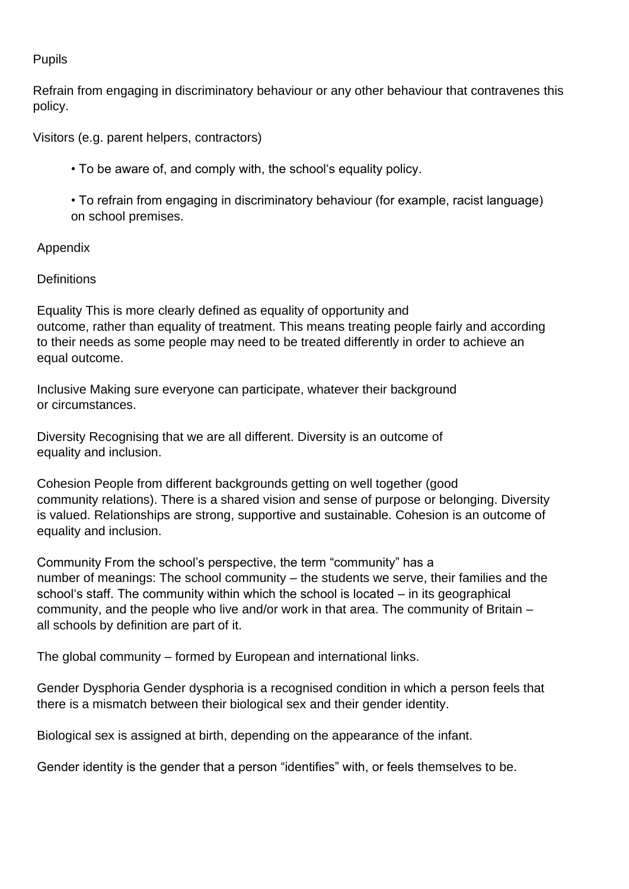Pupils

Refrain from engaging in discriminatory behaviour or any other behaviour that contravenes this policy.

Visitors (e.g. parent helpers, contractors)

- To be aware of, and comply with, the school's equality policy.
- To refrain from engaging in discriminatory behaviour (for example, racist language) on school premises.

Appendix

Definitions

Equality This is more clearly defined as equality of opportunity and outcome, rather than equality of treatment. This means treating people fairly and according to their needs as some people may need to be treated differently in order to achieve an equal outcome.

Inclusive Making sure everyone can participate, whatever their background or circumstances.

Diversity Recognising that we are all different. Diversity is an outcome of equality and inclusion.

Cohesion People from different backgrounds getting on well together (good community relations). There is a shared vision and sense of purpose or belonging. Diversity is valued. Relationships are strong, supportive and sustainable. Cohesion is an outcome of equality and inclusion.

Community From the school's perspective, the term "community" has a number of meanings: The school community – the students we serve, their families and the school's staff. The community within which the school is located – in its geographical community, and the people who live and/or work in that area. The community of Britain – all schools by definition are part of it.

The global community – formed by European and international links.

Gender Dysphoria Gender dysphoria is a recognised condition in which a person feels that there is a mismatch between their biological sex and their gender identity.

Biological sex is assigned at birth, depending on the appearance of the infant.

Gender identity is the gender that a person "identifies" with, or feels themselves to be.